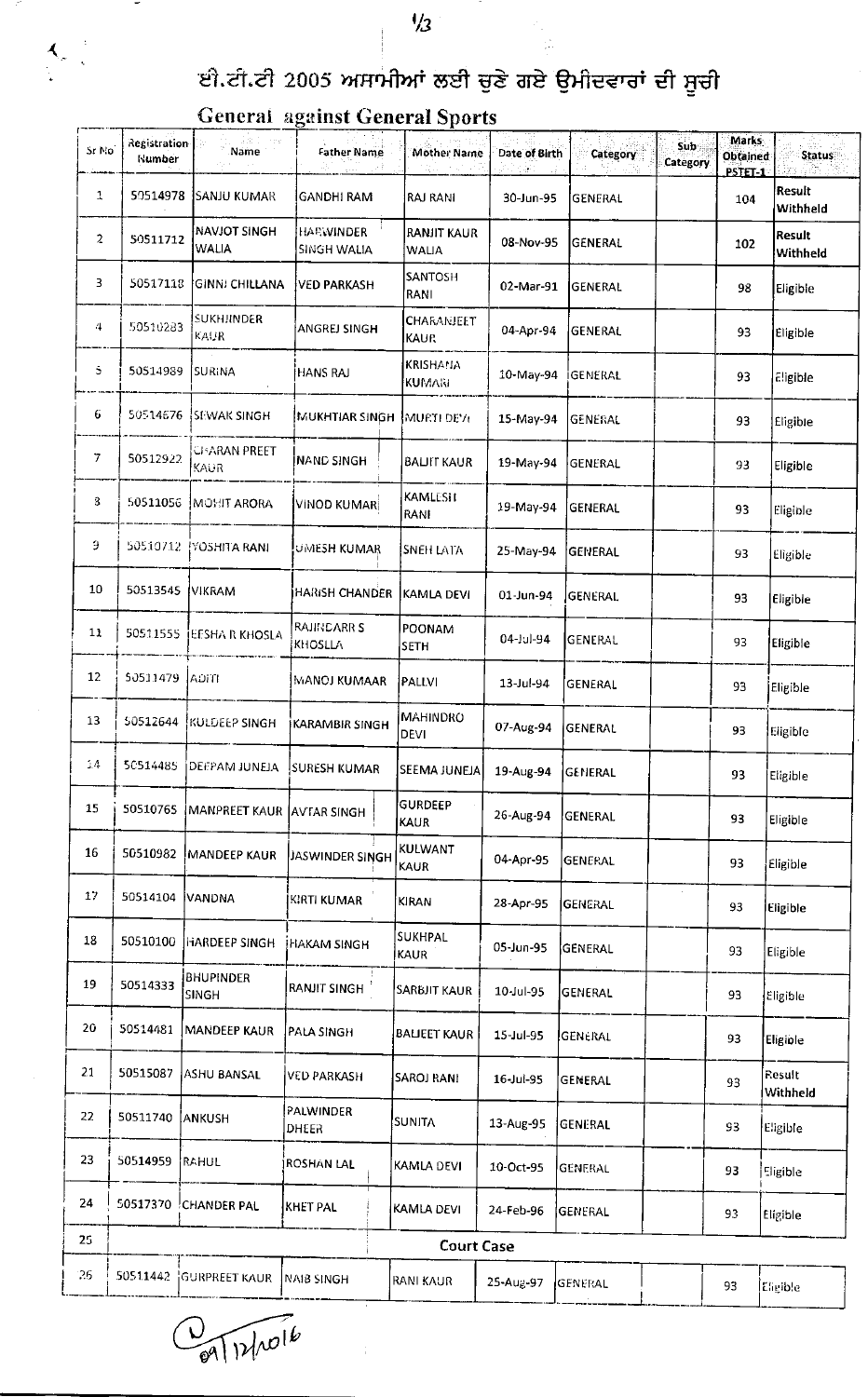# ਈ.ਟੀ.ਟੀ 2005 ਅਸਾਮੀਆਂ ਲਈ ਚੁਣੇ ਗਏ ਉਮੀਦਵਾਰਾਂ ਦੀ ਸੂਚੀ

## General against General Sports

| Sr No | Registration Number | Name | Father Name | Mother Name | Date of Birth | Category | Sub Category | Marks Obtained PSTET-1 | Status |
|---|---|---|---|---|---|---|---|---|---|
| 1 | 50514978 | SANJU KUMAR | GANDHI RAM | RAJ RANI | 30-Jun-95 | GENERAL | | 104 | Result Withheld |
| 2 | 50511712 | NAVJOT SINGH WALIA | HARWINDER SINGH WALIA | RANJIT KAUR WALIA | 08-Nov-95 | GENERAL | | 102 | Result Withheld |
| 3 | 50517118 | GINNI CHILLANA | VED PARKASH | SANTOSH RANI | 02-Mar-91 | GENERAL | | 98 | Eligible |
| 4 | 50510283 | SUKHJINDER KAUR | ANGREJ SINGH | CHARANJEET KAUR | 04-Apr-94 | GENERAL | | 93 | Eligible |
| 5 | 50514989 | SURINA | HANS RAJ | KRISHANA KUMARI | 10-May-94 | GENERAL | | 93 | Eligible |
| 6 | 50514676 | SEWAK SINGH | MUKHTIAR SINGH | MURTI DEVI | 15-May-94 | GENERAL | | 93 | Eligible |
| 7 | 50512922 | CHARAN PREET KAUR | NAND SINGH | BALJIT KAUR | 19-May-94 | GENERAL | | 93 | Eligible |
| 8 | 50511056 | MOHIT ARORA | VINOD KUMAR | KAMLESH RANI | 19-May-94 | GENERAL | | 93 | Eligible |
| 9 | 50510712 | YOSHITA RANI | UMESH KUMAR | SNEH LATA | 25-May-94 | GENERAL | | 93 | Eligible |
| 10 | 50513545 | VIKRAM | HARISH CHANDER | KAMLA DEVI | 01-Jun-94 | GENERAL | | 93 | Eligible |
| 11 | 50511555 | EESHA R KHOSLA | RAJINDARR S KHOSLLA | POONAM SETH | 04-Jul-94 | GENERAL | | 93 | Eligible |
| 12 | 50511479 | ADITI | MANOJ KUMAAR | PALLVI | 13-Jul-94 | GENERAL | | 93 | Eligible |
| 13 | 50512644 | KULDEEP SINGH | KARAMBIR SINGH | MAHINDRO DEVI | 07-Aug-94 | GENERAL | | 93 | Eligible |
| 14 | 50514485 | DEEPAM JUNEJA | SURESH KUMAR | SEEMA JUNEJA | 19-Aug-94 | GENERAL | | 93 | Eligible |
| 15 | 50510765 | MANPREET KAUR | AVTAR SINGH | GURDEEP KAUR | 26-Aug-94 | GENERAL | | 93 | Eligible |
| 16 | 50510982 | MANDEEP KAUR | JASWINDER SINGH | KULWANT KAUR | 04-Apr-95 | GENERAL | | 93 | Eligible |
| 17 | 50514104 | VANDNA | KIRTI KUMAR | KIRAN | 28-Apr-95 | GENERAL | | 93 | Eligible |
| 18 | 50510100 | HARDEEP SINGH | HAKAM SINGH | SUKHPAL KAUR | 05-Jun-95 | GENERAL | | 93 | Eligible |
| 19 | 50514333 | BHUPINDER SINGH | RANJIT SINGH | SARBJIT KAUR | 10-Jul-95 | GENERAL | | 93 | Eligible |
| 20 | 50514481 | MANDEEP KAUR | PALA SINGH | BALJEET KAUR | 15-Jul-95 | GENERAL | | 93 | Eligible |
| 21 | 50515087 | ASHU BANSAL | VED PARKASH | SAROJ RANI | 16-Jul-95 | GENERAL | | 93 | Result Withheld |
| 22 | 50511740 | ANKUSH | PALWINDER DHEER | SUNITA | 13-Aug-95 | GENERAL | | 93 | Eligible |
| 23 | 50514959 | RAHUL | ROSHAN LAL | KAMLA DEVI | 10-Oct-95 | GENERAL | | 93 | Eligible |
| 24 | 50517370 | CHANDER PAL | KHET PAL | KAMLA DEVI | 24-Feb-96 | GENERAL | | 93 | Eligible |
| 25 | | | | Court Case | | | | | |
| 26 | 50511442 | GURPREET KAUR | NAIB SINGH | RANI KAUR | 25-Aug-97 | GENERAL | | 93 | Eligible |

09/12/2016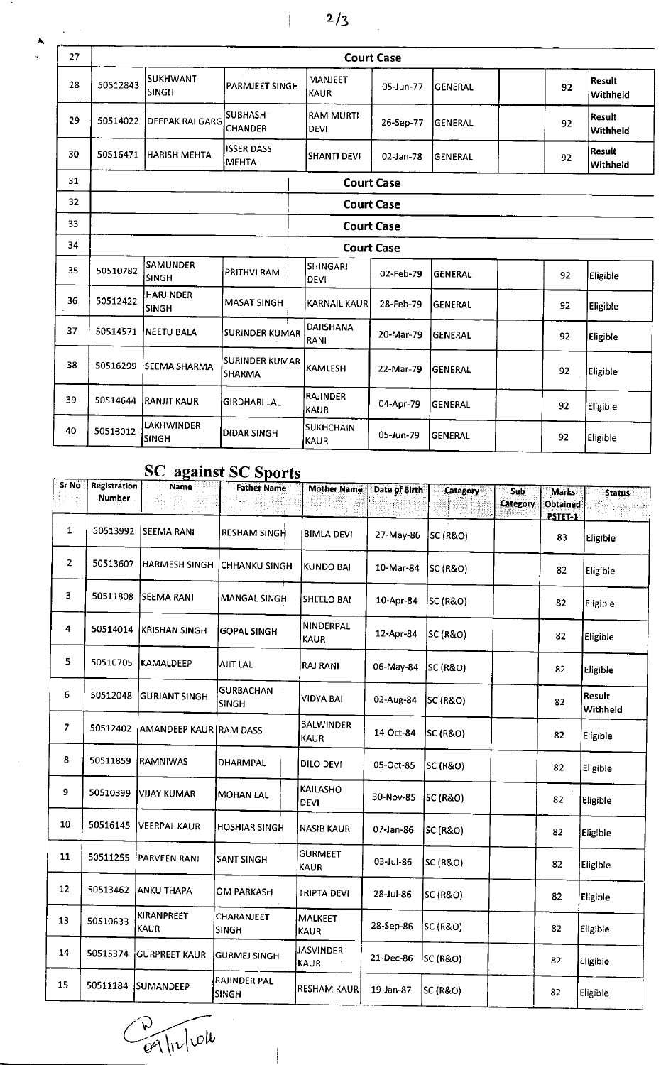| 27 | Court Case | | | | | | | | |
|---|---|---|---|---|---|---|---|---|---|
| 28 | 50512843 | SUKHWANT SINGH | PARMJEET SINGH | MANJEET KAUR | 05-Jun-77 | GENERAL | | 92 | Result Withheld |
| 29 | 50514022 | DEEPAK RAI GARG | SUBHASH CHANDER | RAM MURTI DEVI | 26-Sep-77 | GENERAL | | 92 | Result Withheld |
| 30 | 50516471 | HARISH MEHTA | ISSER DASS MEHTA | SHANTI DEVI | 02-Jan-78 | GENERAL | | 92 | Result Withheld |
| 31 | Court Case | | | | | | | | |
| 32 | Court Case | | | | | | | | |
| 33 | Court Case | | | | | | | | |
| 34 | Court Case | | | | | | | | |
| 35 | 50510782 | SAMUNDER SINGH | PRITHVI RAM | SHINGARI DEVI | 02-Feb-79 | GENERAL | | 92 | Eligible |
| 36 | 50512422 | HARJINDER SINGH | MASAT SINGH | KARNAIL KAUR | 28-Feb-79 | GENERAL | | 92 | Eligible |
| 37 | 50514571 | NEETU BALA | SURINDER KUMAR | DARSHANA RANI | 20-Mar-79 | GENERAL | | 92 | Eligible |
| 38 | 50516299 | SEEMA SHARMA | SURINDER KUMAR SHARMA | KAMLESH | 22-Mar-79 | GENERAL | | 92 | Eligible |
| 39 | 50514644 | RANJIT KAUR | GIRDHARI LAL | RAJINDER KAUR | 04-Apr-79 | GENERAL | | 92 | Eligible |
| 40 | 50513012 | LAKHWINDER SINGH | DIDAR SINGH | SUKHCHAIN KAUR | 05-Jun-79 | GENERAL | | 92 | Eligible |

## SC against SC Sports

| Sr No | Registration Number | Name | Father Name | Mother Name | Date of Birth | Category | Sub Category | Marks Obtained PSTET-1 | Status |
|---|---|---|---|---|---|---|---|---|---|
| 1 | 50513992 | SEEMA RANI | RESHAM SINGH | BIMLA DEVI | 27-May-86 | SC (R&O) | | 83 | Eligible |
| 2 | 50513607 | HARMESH SINGH | CHHANKU SINGH | KUNDO BAI | 10-Mar-84 | SC (R&O) | | 82 | Eligible |
| 3 | 50511808 | SEEMA RANI | MANGAL SINGH | SHEELO BAI | 10-Apr-84 | SC (R&O) | | 82 | Eligible |
| 4 | 50514014 | KRISHAN SINGH | GOPAL SINGH | NINDERPAL KAUR | 12-Apr-84 | SC (R&O) | | 82 | Eligible |
| 5 | 50510705 | KAMALDEEP | AJIT LAL | RAJ RANI | 06-May-84 | SC (R&O) | | 82 | Eligible |
| 6 | 50512048 | GURJANT SINGH | GURBACHAN SINGH | VIDYA BAI | 02-Aug-84 | SC (R&O) | | 82 | Result Withheld |
| 7 | 50512402 | AMANDEEP KAUR | RAM DASS | BALWINDER KAUR | 14-Oct-84 | SC (R&O) | | 82 | Eligible |
| 8 | 50511859 | RAMNIWAS | DHARMPAL | DILO DEVI | 05-Oct-85 | SC (R&O) | | 82 | Eligible |
| 9 | 50510399 | VIJAY KUMAR | MOHAN LAL | KAILASHO DEVI | 30-Nov-85 | SC (R&O) | | 82 | Eligible |
| 10 | 50516145 | VEERPAL KAUR | HOSHIAR SINGH | NASIB KAUR | 07-Jan-86 | SC (R&O) | | 82 | Eligible |
| 11 | 50511255 | PARVEEN RANI | SANT SINGH | GURMEET KAUR | 03-Jul-86 | SC (R&O) | | 82 | Eligible |
| 12 | 50513462 | ANKU THAPA | OM PARKASH | TRIPTA DEVI | 28-Jul-86 | SC (R&O) | | 82 | Eligible |
| 13 | 50510633 | KIRANPREET KAUR | CHARANJEET SINGH | MALKEET KAUR | 28-Sep-86 | SC (R&O) | | 82 | Eligible |
| 14 | 50515374 | GURPREET KAUR | GURMEJ SINGH | JASVINDER KAUR | 21-Dec-86 | SC (R&O) | | 82 | Eligible |
| 15 | 50511184 | SUMANDEEP | RAJINDER PAL SINGH | RESHAM KAUR | 19-Jan-87 | SC (R&O) | | 82 | Eligible |

09/12/2016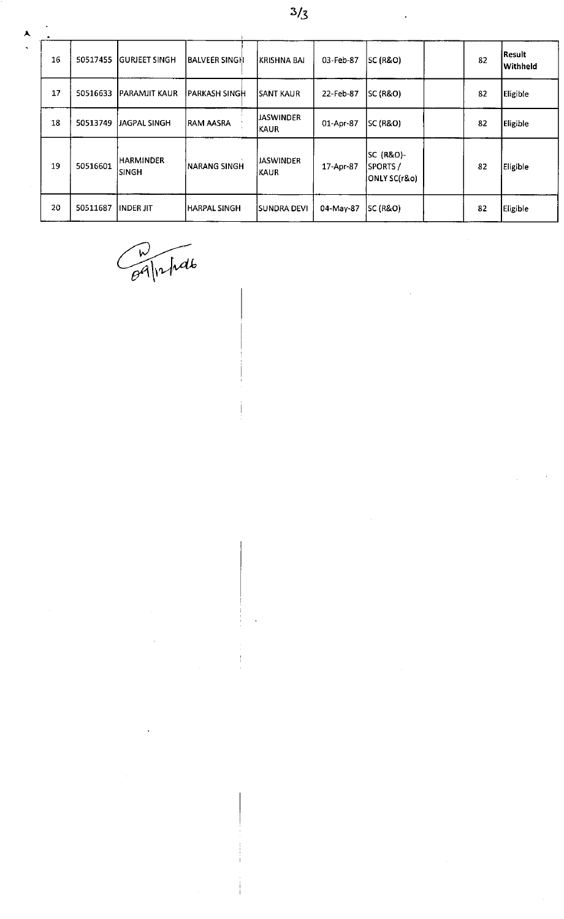| | | | | | | | | | |
|---|---|---|---|---|---|---|---|---|---|
| 16 | 50517455 | GURJEET SINGH | BALVEER SINGH | KRISHNA BAI | 03-Feb-87 | SC (R&O) | | 82 | Result Withheld |
| 17 | 50516633 | PARAMJIT KAUR | PARKASH SINGH | SANT KAUR | 22-Feb-87 | SC (R&O) | | 82 | Eligible |
| 18 | 50513749 | JAGPAL SINGH | RAM AASRA | JASWINDER KAUR | 01-Apr-87 | SC (R&O) | | 82 | Eligible |
| 19 | 50516601 | HARMINDER SINGH | NARANG SINGH | JASWINDER KAUR | 17-Apr-87 | SC (R&O)-SPORTS / ONLY SC(r&o) | | 82 | Eligible |
| 20 | 50511687 | INDER JIT | HARPAL SINGH | SUNDRA DEVI | 04-May-87 | SC (R&O) | | 82 | Eligible |

09/12/2016